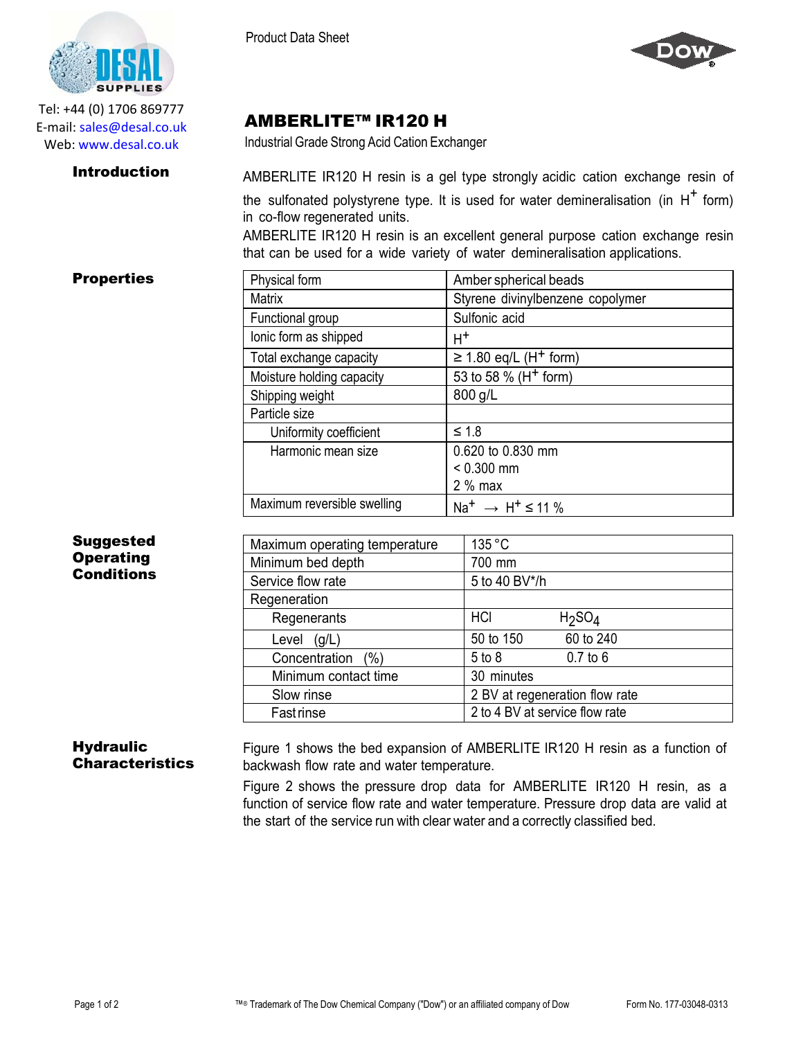Tel: +44 (0) 1706 869777
E-mail: sales@desal.co.uk
Web: www.desal.co.uk

Product Data Sheet

# AMBERLITE™ IR120 H

Industrial Grade Strong Acid Cation Exchanger

## Introduction

AMBERLITE IR120 H resin is a gel type strongly acidic cation exchange resin of the sulfonated polystyrene type. It is used for water demineralisation (in $H^+$ form) in co-flow regenerated units.
AMBERLITE IR120 H resin is an excellent general purpose cation exchange resin that can be used for a wide variety of water demineralisation applications.

## Properties

| Property | Value |
|---|---|
| Physical form | Amber spherical beads |
| Matrix | Styrene divinylbenzene copolymer |
| Functional group | Sulfonic acid |
| Ionic form as shipped | $H^+$ |
| Total exchange capacity | ≥ 1.80 eq/L ($H^+$ form) |
| Moisture holding capacity | 53 to 58 % ($H^+$ form) |
| Shipping weight | 800 g/L |
| Particle size | |
| Uniformity coefficient | ≤ 1.8 |
| Harmonic mean size | 0.620 to 0.830 mm<br>< 0.300 mm<br>2 % max |
| Maximum reversible swelling | $Na^+ \rightarrow H^+$ ≤ 11 % |

## Suggested Operating Conditions

| Condition | | |
|---|---|---|
| Maximum operating temperature | 135 °C | |
| Minimum bed depth | 700 mm | |
| Service flow rate | 5 to 40 BV*/h | |
| Regeneration | | |
| Regenerants | HCl | $H_2SO_4$ |
| Level (g/L) | 50 to 150 | 60 to 240 |
| Concentration (%) | 5 to 8 | 0.7 to 6 |
| Minimum contact time | 30 minutes | |
| Slow rinse | 2 BV at regeneration flow rate | |
| Fast rinse | 2 to 4 BV at service flow rate | |

## Hydraulic Characteristics

Figure 1 shows the bed expansion of AMBERLITE IR120 H resin as a function of backwash flow rate and water temperature.

Figure 2 shows the pressure drop data for AMBERLITE IR120 H resin, as a function of service flow rate and water temperature. Pressure drop data are valid at the start of the service run with clear water and a correctly classified bed.

™® Trademark of The Dow Chemical Company ("Dow") or an affiliated company of Dow

Form No. 177-03048-0313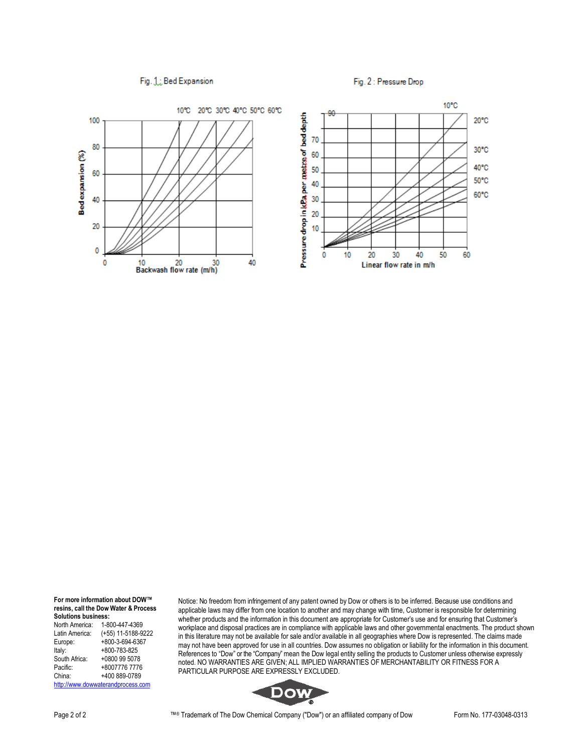Fig. 1 : Bed Expansion

10°C 20°C 30°C 40°C 50°C 60°C

Bed expansion (%)

100
80
60
40
20
0

0 10 20 30 40

Backwash flow rate (m/h)

Fig. 2 : Pressure Drop

10°C
20°C
30°C
40°C
50°C
60°C

Pressure drop in kPa per metre of bed depth

90
70
60
50
40
30
20
10

0 10 20 30 40 50 60

Linear flow rate in m/h

**For more information about DOW™ resins, call the Dow Water & Process Solutions business:**

North America: 1-800-447-4369
Latin America: (+55) 11-5188-9222
Europe: +800-3-694-6367
Italy: +800-783-825
South Africa: +0800 99 5078
Pacific: +8007776 7776
China: +400 889-0789
http://www.dowwaterandprocess.com

Notice: No freedom from infringement of any patent owned by Dow or others is to be inferred. Because use conditions and applicable laws may differ from one location to another and may change with time, Customer is responsible for determining whether products and the information in this document are appropriate for Customer's use and for ensuring that Customer's workplace and disposal practices are in compliance with applicable laws and other governmental enactments. The product shown in this literature may not be available for sale and/or available in all geographies where Dow is represented. The claims made may not have been approved for use in all countries. Dow assumes no obligation or liability for the information in this document. References to "Dow" or the "Company" mean the Dow legal entity selling the products to Customer unless otherwise expressly noted. NO WARRANTIES ARE GIVEN; ALL IMPLIED WARRANTIES OF MERCHANTABILITY OR FITNESS FOR A PARTICULAR PURPOSE ARE EXPRESSLY EXCLUDED.

™® Trademark of The Dow Chemical Company ("Dow") or an affiliated company of Dow

Form No. 177-03048-0313